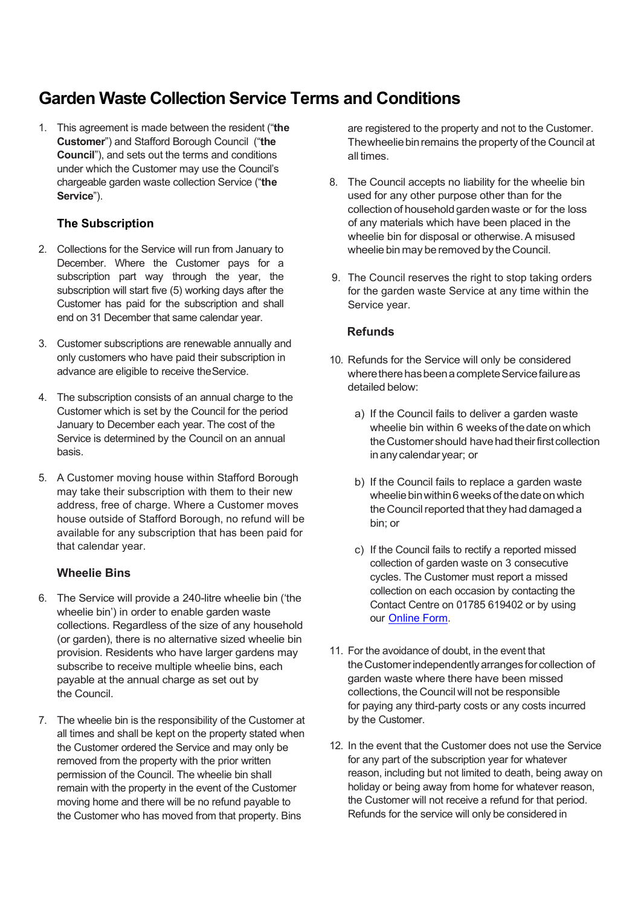# Garden Waste Collection Service Terms and Conditions

1. This agreement is made between the resident ("**the Customer**") and Stafford Borough Council ("**the Council**"), and sets out the terms and conditions under which the Customer may use the Council's chargeable garden waste collection Service ("**the Service**").

### The Subscription

2. Collections for the Service will run from January to December. Where the Customer pays for a subscription part way through the year, the subscription will start five (5) working days after the Customer has paid for the subscription and shall end on 31 December that same calendar year.

3. Customer subscriptions are renewable annually and only customers who have paid their subscription in advance are eligible to receive the Service.

4. The subscription consists of an annual charge to the Customer which is set by the Council for the period January to December each year. The cost of the Service is determined by the Council on an annual basis.

5. A Customer moving house within Stafford Borough may take their subscription with them to their new address, free of charge. Where a Customer moves house outside of Stafford Borough, no refund will be available for any subscription that has been paid for that calendar year.

### Wheelie Bins

6. The Service will provide a 240-litre wheelie bin ('the wheelie bin') in order to enable garden waste collections. Regardless of the size of any household (or garden), there is no alternative sized wheelie bin provision. Residents who have larger gardens may subscribe to receive multiple wheelie bins, each payable at the annual charge as set out by the Council.

7. The wheelie bin is the responsibility of the Customer at all times and shall be kept on the property stated when the Customer ordered the Service and may only be removed from the property with the prior written permission of the Council. The wheelie bin shall remain with the property in the event of the Customer moving home and there will be no refund payable to the Customer who has moved from that property. Bins are registered to the property and not to the Customer. The wheelie bin remains the property of the Council at all times.

8. The Council accepts no liability for the wheelie bin used for any other purpose other than for the collection of household garden waste or for the loss of any materials which have been placed in the wheelie bin for disposal or otherwise. A misused wheelie bin may be removed by the Council.

9. The Council reserves the right to stop taking orders for the garden waste Service at any time within the Service year.

### Refunds

10. Refunds for the Service will only be considered where there has been a complete Service failure as detailed below:

    a) If the Council fails to deliver a garden waste wheelie bin within 6 weeks of the date on which the Customer should have had their first collection in any calendar year; or

    b) If the Council fails to replace a garden waste wheelie bin within 6 weeks of the date on which the Council reported that they had damaged a bin; or

    c) If the Council fails to rectify a reported missed collection of garden waste on 3 consecutive cycles. The Customer must report a missed collection on each occasion by contacting the Contact Centre on 01785 619402 or by using our [Online Form](#).

11. For the avoidance of doubt, in the event that the Customer independently arranges for collection of garden waste where there have been missed collections, the Council will not be responsible for paying any third-party costs or any costs incurred by the Customer.

12. In the event that the Customer does not use the Service for any part of the subscription year for whatever reason, including but not limited to death, being away on holiday or being away from home for whatever reason, the Customer will not receive a refund for that period. Refunds for the service will only be considered in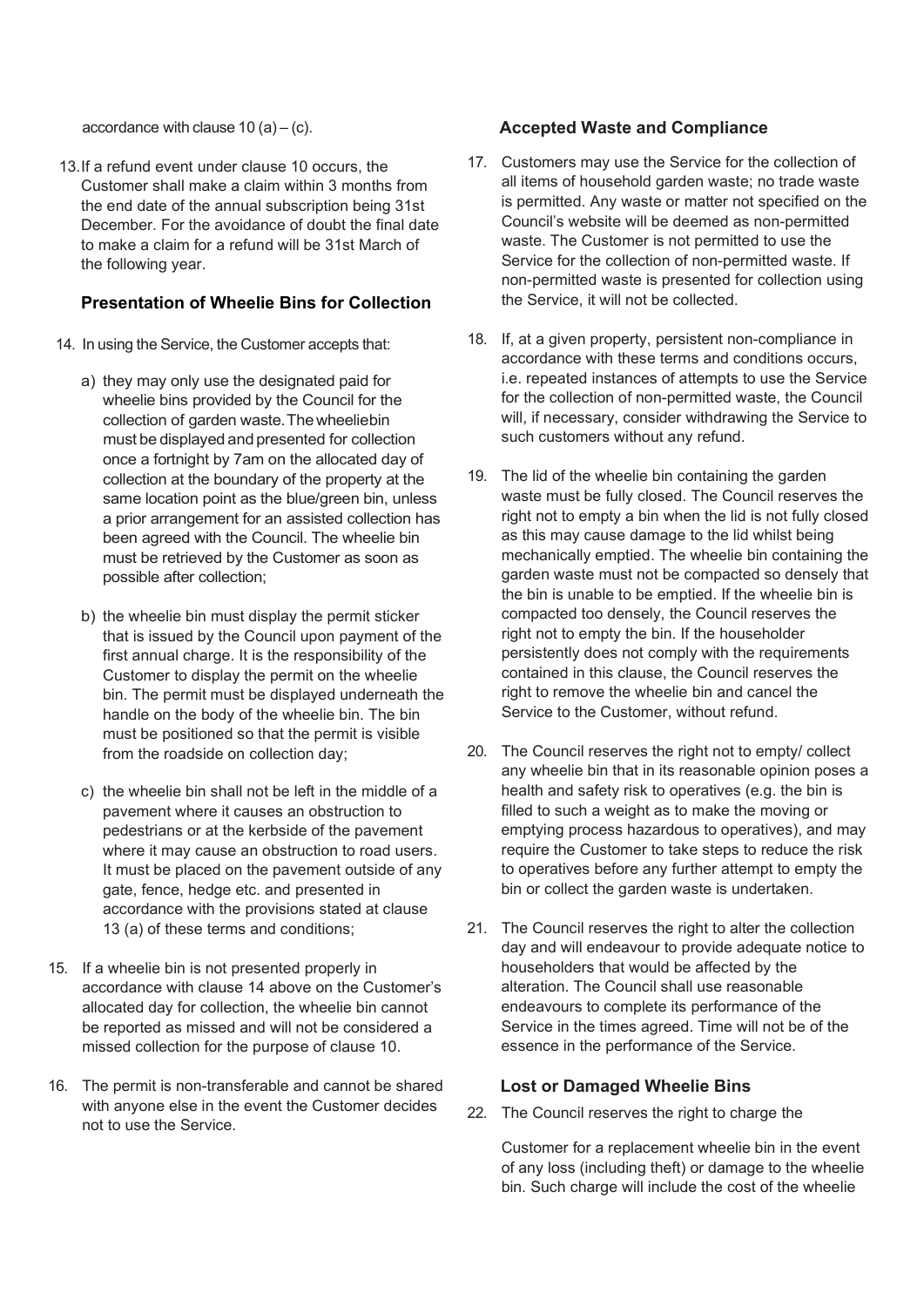accordance with clause 10 (a) – (c).

13. If a refund event under clause 10 occurs, the Customer shall make a claim within 3 months from the end date of the annual subscription being 31st December. For the avoidance of doubt the final date to make a claim for a refund will be 31st March of the following year.

### Presentation of Wheelie Bins for Collection

14. In using the Service, the Customer accepts that:

    a) they may only use the designated paid for wheelie bins provided by the Council for the collection of garden waste. The wheeliebin must be displayed and presented for collection once a fortnight by 7am on the allocated day of collection at the boundary of the property at the same location point as the blue/green bin, unless a prior arrangement for an assisted collection has been agreed with the Council. The wheelie bin must be retrieved by the Customer as soon as possible after collection;

    b) the wheelie bin must display the permit sticker that is issued by the Council upon payment of the first annual charge. It is the responsibility of the Customer to display the permit on the wheelie bin. The permit must be displayed underneath the handle on the body of the wheelie bin. The bin must be positioned so that the permit is visible from the roadside on collection day;

    c) the wheelie bin shall not be left in the middle of a pavement where it causes an obstruction to pedestrians or at the kerbside of the pavement where it may cause an obstruction to road users. It must be placed on the pavement outside of any gate, fence, hedge etc. and presented in accordance with the provisions stated at clause 13 (a) of these terms and conditions;

15. If a wheelie bin is not presented properly in accordance with clause 14 above on the Customer's allocated day for collection, the wheelie bin cannot be reported as missed and will not be considered a missed collection for the purpose of clause 10.

16. The permit is non-transferable and cannot be shared with anyone else in the event the Customer decides not to use the Service.

### Accepted Waste and Compliance

17. Customers may use the Service for the collection of all items of household garden waste; no trade waste is permitted. Any waste or matter not specified on the Council's website will be deemed as non-permitted waste. The Customer is not permitted to use the Service for the collection of non-permitted waste. If non-permitted waste is presented for collection using the Service, it will not be collected.

18. If, at a given property, persistent non-compliance in accordance with these terms and conditions occurs, i.e. repeated instances of attempts to use the Service for the collection of non-permitted waste, the Council will, if necessary, consider withdrawing the Service to such customers without any refund.

19. The lid of the wheelie bin containing the garden waste must be fully closed. The Council reserves the right not to empty a bin when the lid is not fully closed as this may cause damage to the lid whilst being mechanically emptied. The wheelie bin containing the garden waste must not be compacted so densely that the bin is unable to be emptied. If the wheelie bin is compacted too densely, the Council reserves the right not to empty the bin. If the householder persistently does not comply with the requirements contained in this clause, the Council reserves the right to remove the wheelie bin and cancel the Service to the Customer, without refund.

20. The Council reserves the right not to empty/ collect any wheelie bin that in its reasonable opinion poses a health and safety risk to operatives (e.g. the bin is filled to such a weight as to make the moving or emptying process hazardous to operatives), and may require the Customer to take steps to reduce the risk to operatives before any further attempt to empty the bin or collect the garden waste is undertaken.

21. The Council reserves the right to alter the collection day and will endeavour to provide adequate notice to householders that would be affected by the alteration. The Council shall use reasonable endeavours to complete its performance of the Service in the times agreed. Time will not be of the essence in the performance of the Service.

### Lost or Damaged Wheelie Bins

22. The Council reserves the right to charge the Customer for a replacement wheelie bin in the event of any loss (including theft) or damage to the wheelie bin. Such charge will include the cost of the wheelie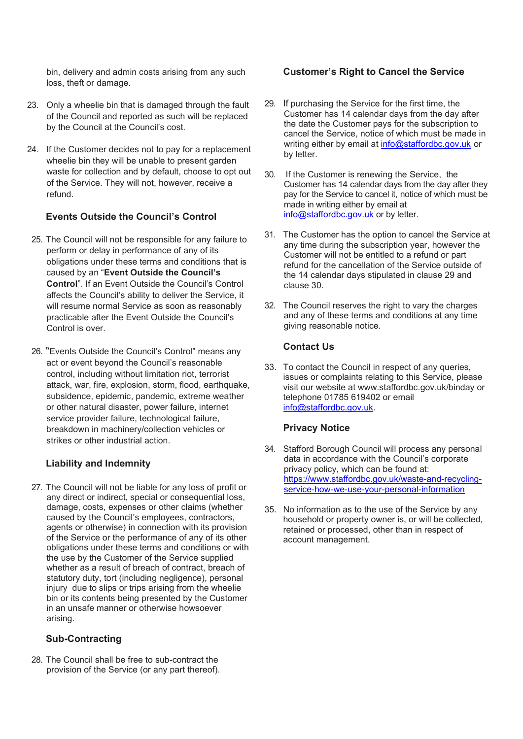bin, delivery and admin costs arising from any such loss, theft or damage.

23. Only a wheelie bin that is damaged through the fault of the Council and reported as such will be replaced by the Council at the Council's cost.

24. If the Customer decides not to pay for a replacement wheelie bin they will be unable to present garden waste for collection and by default, choose to opt out of the Service. They will not, however, receive a refund.

### Events Outside the Council's Control

25. The Council will not be responsible for any failure to perform or delay in performance of any of its obligations under these terms and conditions that is caused by an "**Event Outside the Council's Control**". If an Event Outside the Council's Control affects the Council's ability to deliver the Service, it will resume normal Service as soon as reasonably practicable after the Event Outside the Council's Control is over.

26. "Events Outside the Council's Control" means any act or event beyond the Council's reasonable control, including without limitation riot, terrorist attack, war, fire, explosion, storm, flood, earthquake, subsidence, epidemic, pandemic, extreme weather or other natural disaster, power failure, internet service provider failure, technological failure, breakdown in machinery/collection vehicles or strikes or other industrial action.

### Liability and Indemnity

27. The Council will not be liable for any loss of profit or any direct or indirect, special or consequential loss, damage, costs, expenses or other claims (whether caused by the Council's employees, contractors, agents or otherwise) in connection with its provision of the Service or the performance of any of its other obligations under these terms and conditions or with the use by the Customer of the Service supplied whether as a result of breach of contract, breach of statutory duty, tort (including negligence), personal injury due to slips or trips arising from the wheelie bin or its contents being presented by the Customer in an unsafe manner or otherwise howsoever arising.

### Sub-Contracting

28. The Council shall be free to sub-contract the provision of the Service (or any part thereof).

### Customer's Right to Cancel the Service

29. If purchasing the Service for the first time, the Customer has 14 calendar days from the day after the date the Customer pays for the subscription to cancel the Service, notice of which must be made in writing either by email at info@staffordbc.gov.uk or by letter.

30. If the Customer is renewing the Service, the Customer has 14 calendar days from the day after they pay for the Service to cancel it, notice of which must be made in writing either by email at info@staffordbc.gov.uk or by letter.

31. The Customer has the option to cancel the Service at any time during the subscription year, however the Customer will not be entitled to a refund or part refund for the cancellation of the Service outside of the 14 calendar days stipulated in clause 29 and clause 30.

32. The Council reserves the right to vary the charges and any of these terms and conditions at any time giving reasonable notice.

### Contact Us

33. To contact the Council in respect of any queries, issues or complaints relating to this Service, please visit our website at www.staffordbc.gov.uk/binday or telephone 01785 619402 or email info@staffordbc.gov.uk.

### Privacy Notice

34. Stafford Borough Council will process any personal data in accordance with the Council's corporate privacy policy, which can be found at: https://www.staffordbc.gov.uk/waste-and-recycling-service-how-we-use-your-personal-information

35. No information as to the use of the Service by any household or property owner is, or will be collected, retained or processed, other than in respect of account management.